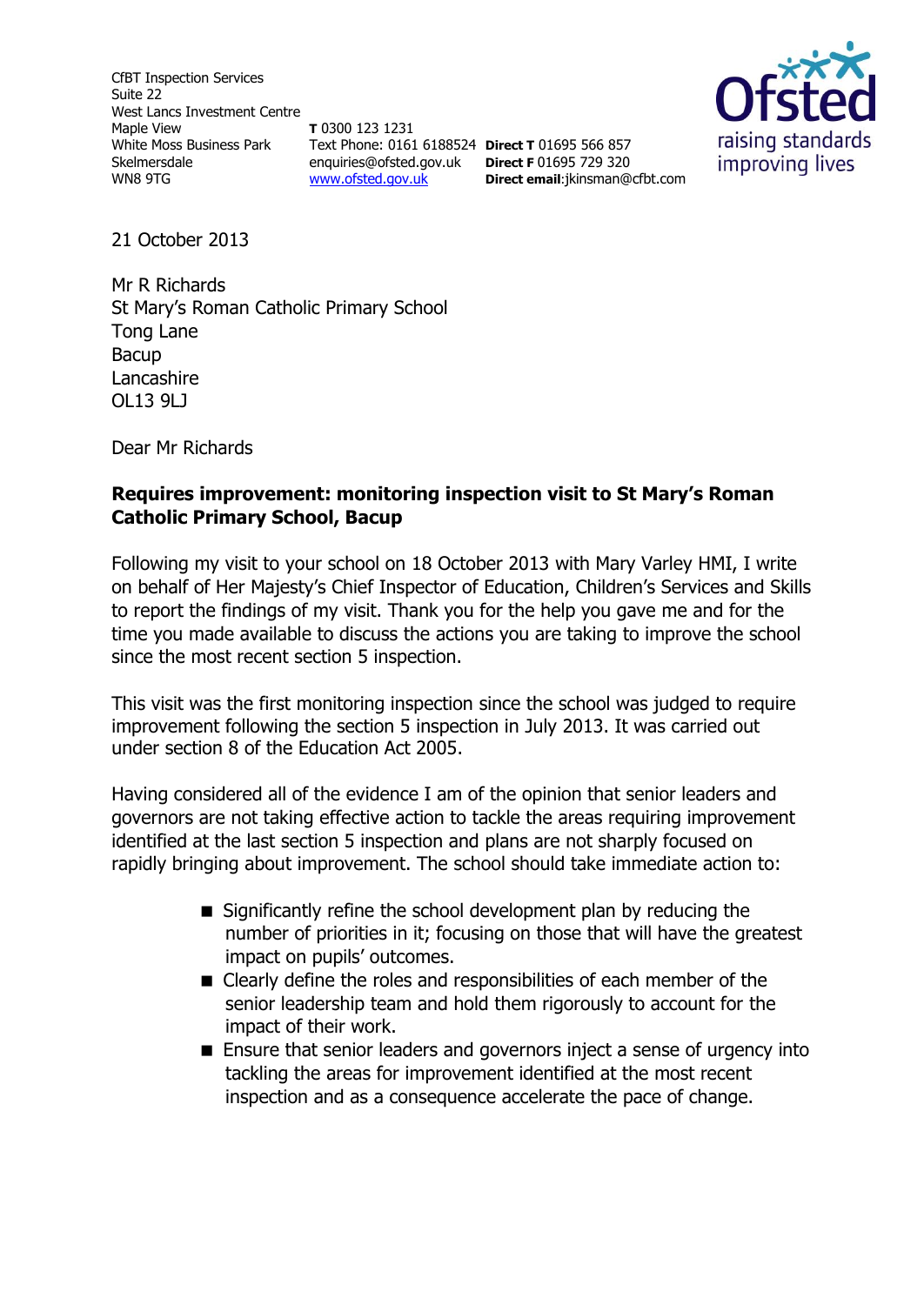CfBT Inspection Services
Suite 22
West Lancs Investment Centre
Maple View
White Moss Business Park
Skelmersdale
WN8 9TG

**T** 0300 123 1231
Text Phone: 0161 6188524
enquiries@ofsted.gov.uk
www.ofsted.gov.uk

**Direct T** 01695 566 857
**Direct F** 01695 729 320
**Direct email**:jkinsman@cfbt.com

21 October 2013

Mr R Richards
St Mary's Roman Catholic Primary School
Tong Lane
Bacup
Lancashire
OL13 9LJ

Dear Mr Richards

**Requires improvement: monitoring inspection visit to St Mary's Roman Catholic Primary School, Bacup**

Following my visit to your school on 18 October 2013 with Mary Varley HMI, I write on behalf of Her Majesty's Chief Inspector of Education, Children's Services and Skills to report the findings of my visit. Thank you for the help you gave me and for the time you made available to discuss the actions you are taking to improve the school since the most recent section 5 inspection.

This visit was the first monitoring inspection since the school was judged to require improvement following the section 5 inspection in July 2013. It was carried out under section 8 of the Education Act 2005.

Having considered all of the evidence I am of the opinion that senior leaders and governors are not taking effective action to tackle the areas requiring improvement identified at the last section 5 inspection and plans are not sharply focused on rapidly bringing about improvement. The school should take immediate action to:

- Significantly refine the school development plan by reducing the number of priorities in it; focusing on those that will have the greatest impact on pupils' outcomes.
- Clearly define the roles and responsibilities of each member of the senior leadership team and hold them rigorously to account for the impact of their work.
- Ensure that senior leaders and governors inject a sense of urgency into tackling the areas for improvement identified at the most recent inspection and as a consequence accelerate the pace of change.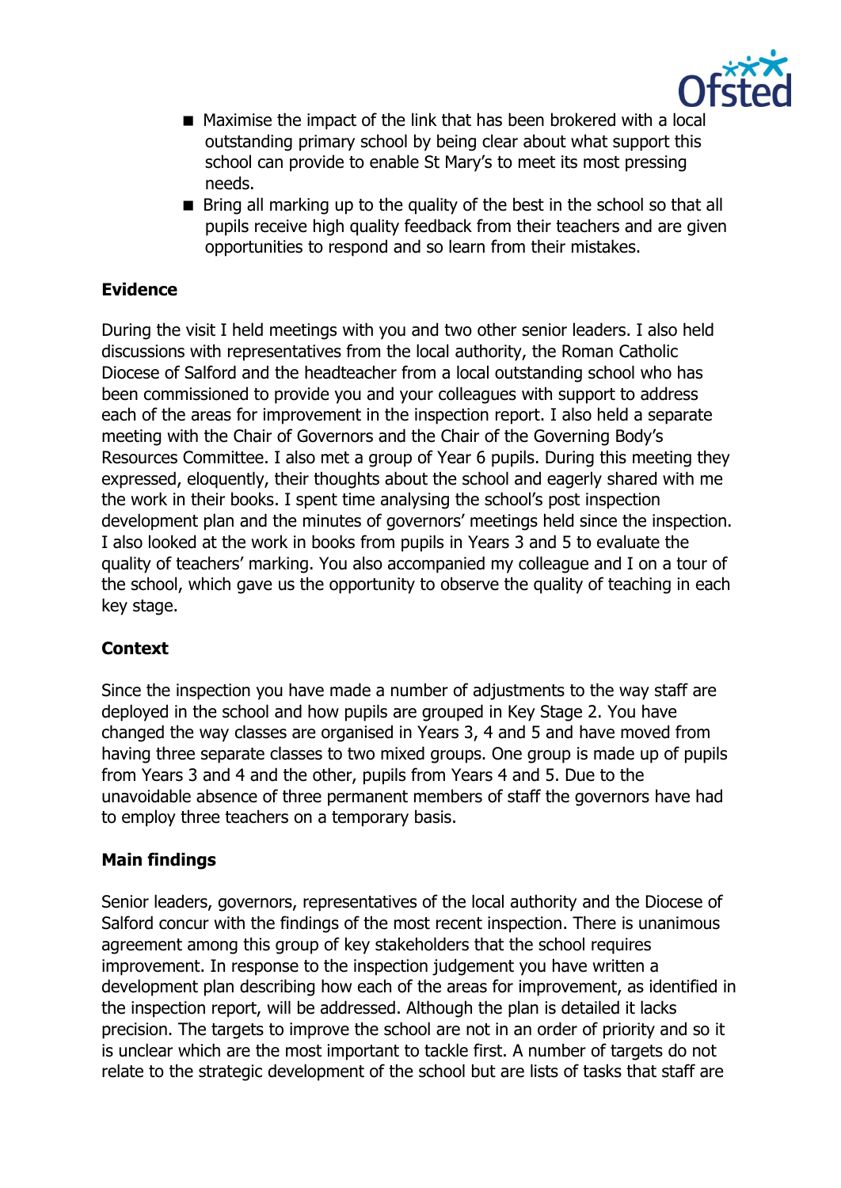- Maximise the impact of the link that has been brokered with a local outstanding primary school by being clear about what support this school can provide to enable St Mary's to meet its most pressing needs.
- Bring all marking up to the quality of the best in the school so that all pupils receive high quality feedback from their teachers and are given opportunities to respond and so learn from their mistakes.

**Evidence**

During the visit I held meetings with you and two other senior leaders. I also held discussions with representatives from the local authority, the Roman Catholic Diocese of Salford and the headteacher from a local outstanding school who has been commissioned to provide you and your colleagues with support to address each of the areas for improvement in the inspection report. I also held a separate meeting with the Chair of Governors and the Chair of the Governing Body's Resources Committee. I also met a group of Year 6 pupils. During this meeting they expressed, eloquently, their thoughts about the school and eagerly shared with me the work in their books. I spent time analysing the school's post inspection development plan and the minutes of governors' meetings held since the inspection. I also looked at the work in books from pupils in Years 3 and 5 to evaluate the quality of teachers' marking. You also accompanied my colleague and I on a tour of the school, which gave us the opportunity to observe the quality of teaching in each key stage.

**Context**

Since the inspection you have made a number of adjustments to the way staff are deployed in the school and how pupils are grouped in Key Stage 2. You have changed the way classes are organised in Years 3, 4 and 5 and have moved from having three separate classes to two mixed groups. One group is made up of pupils from Years 3 and 4 and the other, pupils from Years 4 and 5. Due to the unavoidable absence of three permanent members of staff the governors have had to employ three teachers on a temporary basis.

**Main findings**

Senior leaders, governors, representatives of the local authority and the Diocese of Salford concur with the findings of the most recent inspection. There is unanimous agreement among this group of key stakeholders that the school requires improvement. In response to the inspection judgement you have written a development plan describing how each of the areas for improvement, as identified in the inspection report, will be addressed. Although the plan is detailed it lacks precision. The targets to improve the school are not in an order of priority and so it is unclear which are the most important to tackle first. A number of targets do not relate to the strategic development of the school but are lists of tasks that staff are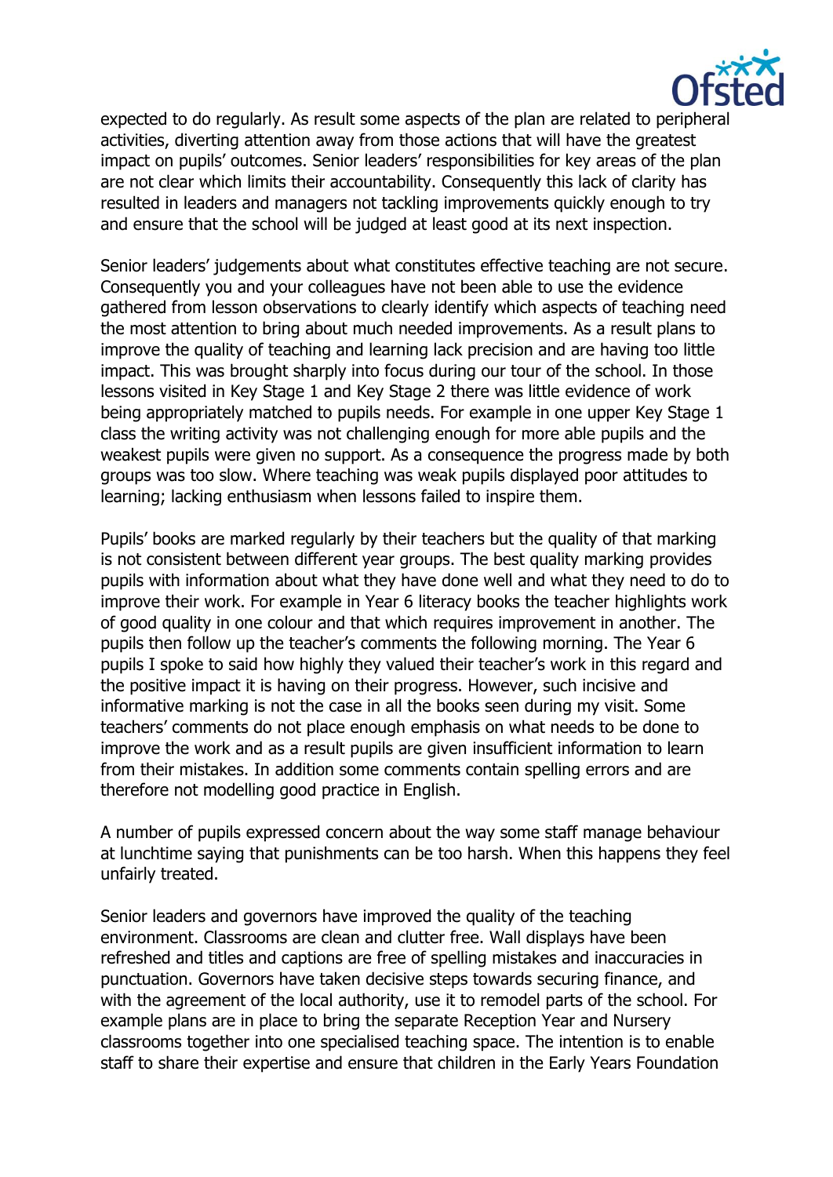expected to do regularly. As result some aspects of the plan are related to peripheral activities, diverting attention away from those actions that will have the greatest impact on pupils' outcomes. Senior leaders' responsibilities for key areas of the plan are not clear which limits their accountability. Consequently this lack of clarity has resulted in leaders and managers not tackling improvements quickly enough to try and ensure that the school will be judged at least good at its next inspection.

Senior leaders' judgements about what constitutes effective teaching are not secure. Consequently you and your colleagues have not been able to use the evidence gathered from lesson observations to clearly identify which aspects of teaching need the most attention to bring about much needed improvements. As a result plans to improve the quality of teaching and learning lack precision and are having too little impact. This was brought sharply into focus during our tour of the school. In those lessons visited in Key Stage 1 and Key Stage 2 there was little evidence of work being appropriately matched to pupils needs. For example in one upper Key Stage 1 class the writing activity was not challenging enough for more able pupils and the weakest pupils were given no support. As a consequence the progress made by both groups was too slow. Where teaching was weak pupils displayed poor attitudes to learning; lacking enthusiasm when lessons failed to inspire them.

Pupils' books are marked regularly by their teachers but the quality of that marking is not consistent between different year groups. The best quality marking provides pupils with information about what they have done well and what they need to do to improve their work. For example in Year 6 literacy books the teacher highlights work of good quality in one colour and that which requires improvement in another. The pupils then follow up the teacher's comments the following morning. The Year 6 pupils I spoke to said how highly they valued their teacher's work in this regard and the positive impact it is having on their progress. However, such incisive and informative marking is not the case in all the books seen during my visit. Some teachers' comments do not place enough emphasis on what needs to be done to improve the work and as a result pupils are given insufficient information to learn from their mistakes. In addition some comments contain spelling errors and are therefore not modelling good practice in English.

A number of pupils expressed concern about the way some staff manage behaviour at lunchtime saying that punishments can be too harsh. When this happens they feel unfairly treated.

Senior leaders and governors have improved the quality of the teaching environment. Classrooms are clean and clutter free. Wall displays have been refreshed and titles and captions are free of spelling mistakes and inaccuracies in punctuation. Governors have taken decisive steps towards securing finance, and with the agreement of the local authority, use it to remodel parts of the school. For example plans are in place to bring the separate Reception Year and Nursery classrooms together into one specialised teaching space. The intention is to enable staff to share their expertise and ensure that children in the Early Years Foundation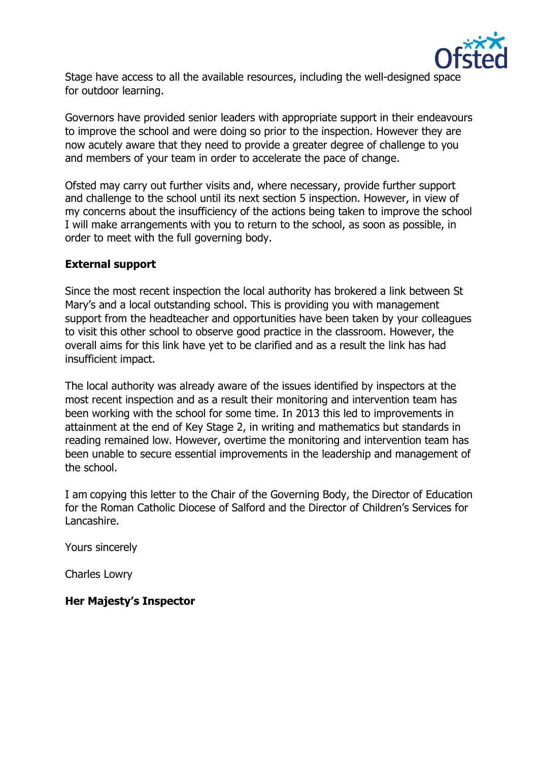Stage have access to all the available resources, including the well-designed space for outdoor learning.

Governors have provided senior leaders with appropriate support in their endeavours to improve the school and were doing so prior to the inspection. However they are now acutely aware that they need to provide a greater degree of challenge to you and members of your team in order to accelerate the pace of change.

Ofsted may carry out further visits and, where necessary, provide further support and challenge to the school until its next section 5 inspection. However, in view of my concerns about the insufficiency of the actions being taken to improve the school I will make arrangements with you to return to the school, as soon as possible, in order to meet with the full governing body.

**External support**

Since the most recent inspection the local authority has brokered a link between St Mary's and a local outstanding school. This is providing you with management support from the headteacher and opportunities have been taken by your colleagues to visit this other school to observe good practice in the classroom. However, the overall aims for this link have yet to be clarified and as a result the link has had insufficient impact.

The local authority was already aware of the issues identified by inspectors at the most recent inspection and as a result their monitoring and intervention team has been working with the school for some time. In 2013 this led to improvements in attainment at the end of Key Stage 2, in writing and mathematics but standards in reading remained low. However, overtime the monitoring and intervention team has been unable to secure essential improvements in the leadership and management of the school.

I am copying this letter to the Chair of the Governing Body, the Director of Education for the Roman Catholic Diocese of Salford and the Director of Children's Services for Lancashire.

Yours sincerely

Charles Lowry

**Her Majesty's Inspector**